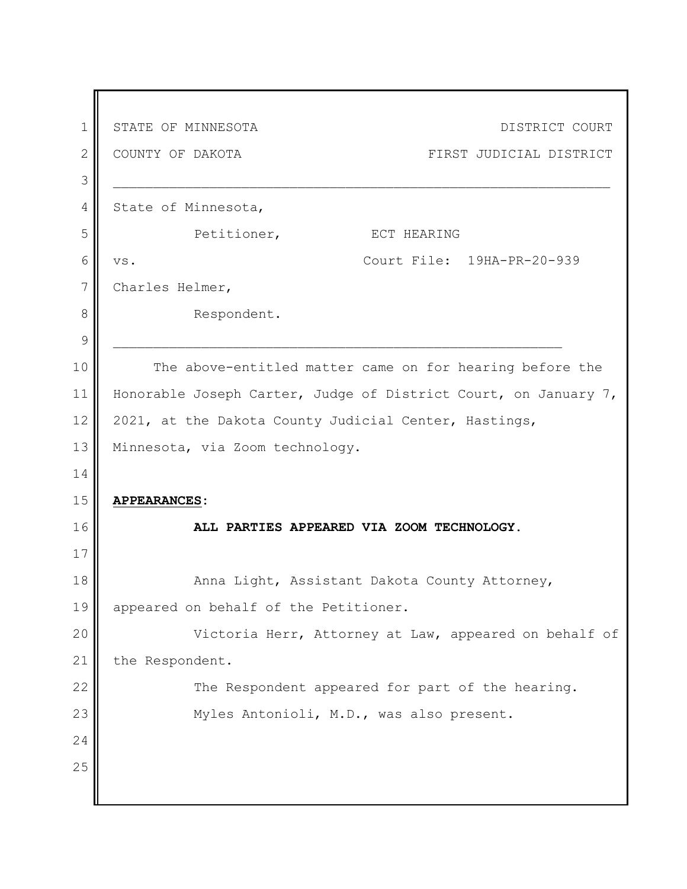STATE OF MINNESOTA                                                                DISTRICT COURT

COUNTY OF DAKOTA                                                       FIRST JUDICIAL DISTRICT

---

State of Minnesota,

Petitioner,                                    ECT HEARING

vs.                                                   Court File: 19HA-PR-20-939

Charles Helmer,

Respondent.

---

The above-entitled matter came on for hearing before the Honorable Joseph Carter, Judge of District Court, on January 7, 2021, at the Dakota County Judicial Center, Hastings, Minnesota, via Zoom technology.

**APPEARANCES:**

**ALL PARTIES APPEARED VIA ZOOM TECHNOLOGY.**

Anna Light, Assistant Dakota County Attorney, appeared on behalf of the Petitioner.

Victoria Herr, Attorney at Law, appeared on behalf of the Respondent.

The Respondent appeared for part of the hearing.

Myles Antonioli, M.D., was also present.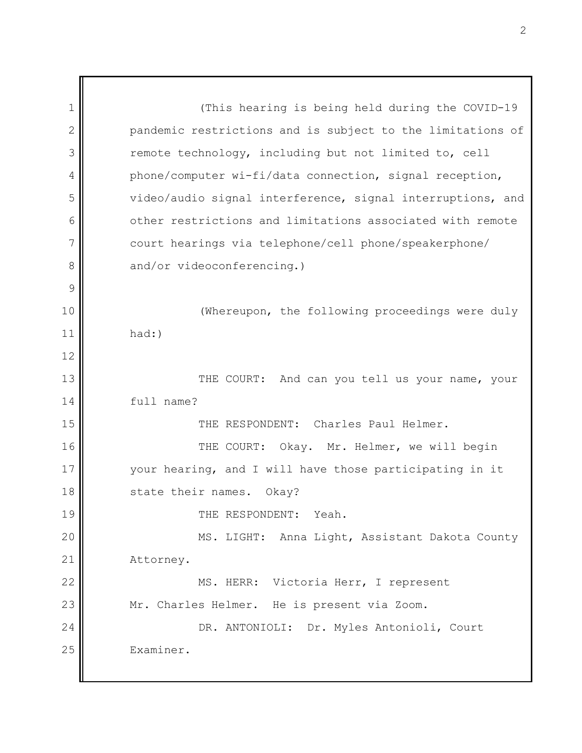(This hearing is being held during the COVID-19 pandemic restrictions and is subject to the limitations of remote technology, including but not limited to, cell phone/computer wi-fi/data connection, signal reception, video/audio signal interference, signal interruptions, and other restrictions and limitations associated with remote court hearings via telephone/cell phone/speakerphone/ and/or videoconferencing.)

(Whereupon, the following proceedings were duly had:)

THE COURT: And can you tell us your name, your full name?

THE RESPONDENT: Charles Paul Helmer.

THE COURT: Okay. Mr. Helmer, we will begin your hearing, and I will have those participating in it state their names. Okay?

THE RESPONDENT: Yeah.

MS. LIGHT: Anna Light, Assistant Dakota County Attorney.

MS. HERR: Victoria Herr, I represent Mr. Charles Helmer. He is present via Zoom.

DR. ANTONIOLI: Dr. Myles Antonioli, Court Examiner.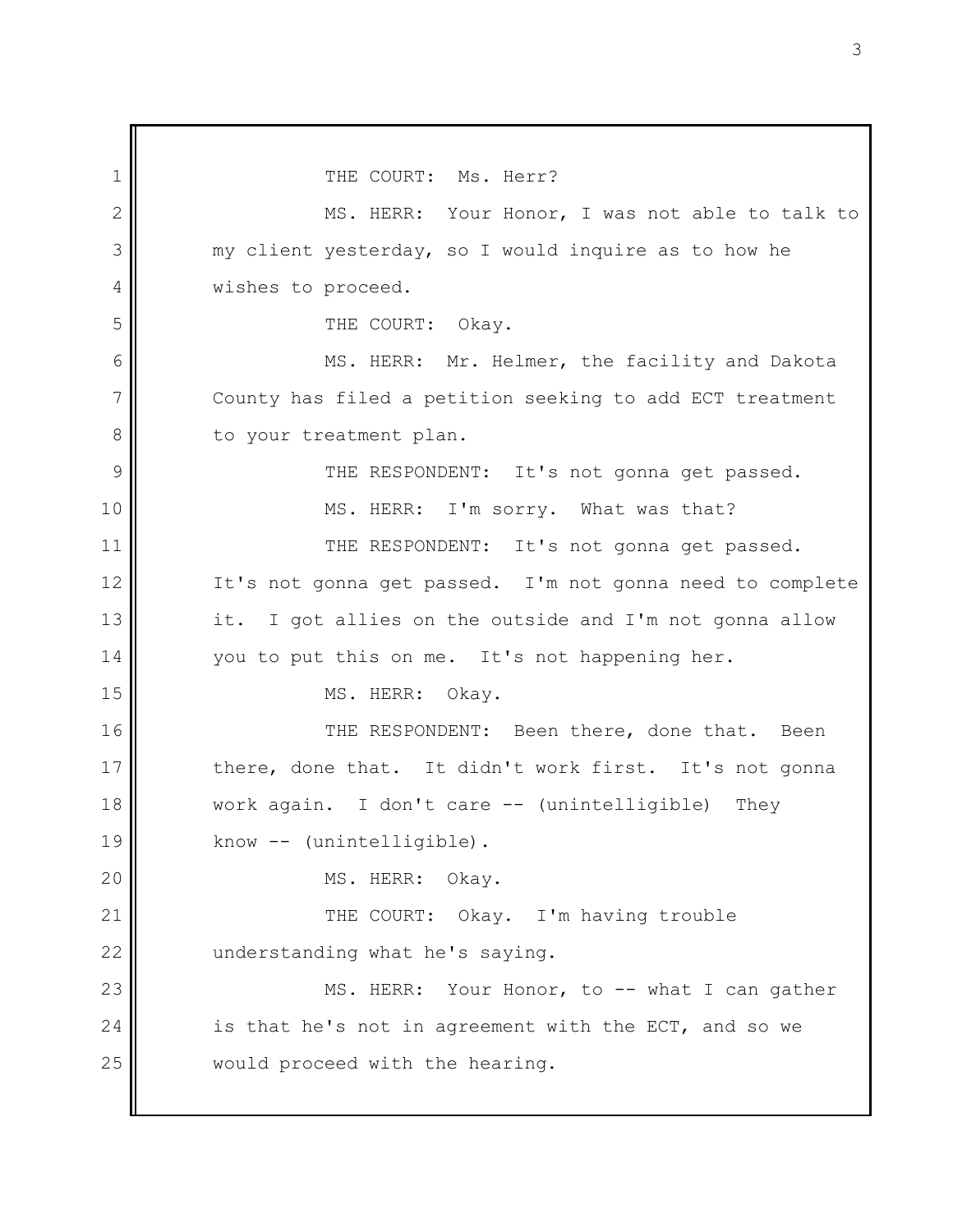THE COURT: Ms. Herr?

MS. HERR: Your Honor, I was not able to talk to my client yesterday, so I would inquire as to how he wishes to proceed.

THE COURT: Okay.

MS. HERR: Mr. Helmer, the facility and Dakota County has filed a petition seeking to add ECT treatment to your treatment plan.

THE RESPONDENT: It's not gonna get passed.

MS. HERR: I'm sorry. What was that?

THE RESPONDENT: It's not gonna get passed. It's not gonna get passed. I'm not gonna need to complete it. I got allies on the outside and I'm not gonna allow you to put this on me. It's not happening her.

MS. HERR: Okay.

THE RESPONDENT: Been there, done that. Been there, done that. It didn't work first. It's not gonna work again. I don't care -- (unintelligible) They know -- (unintelligible).

MS. HERR: Okay.

THE COURT: Okay. I'm having trouble understanding what he's saying.

MS. HERR: Your Honor, to -- what I can gather is that he's not in agreement with the ECT, and so we would proceed with the hearing.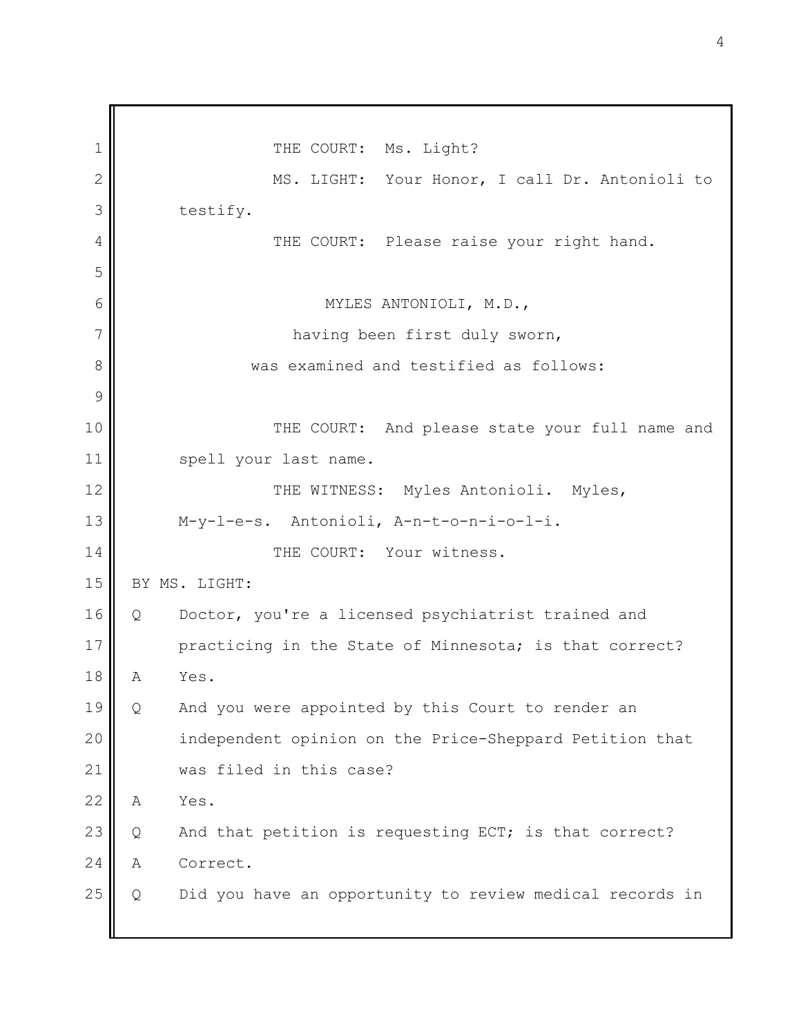THE COURT: Ms. Light?

MS. LIGHT: Your Honor, I call Dr. Antonioli to testify.

THE COURT: Please raise your right hand.

MYLES ANTONIOLI, M.D.,
having been first duly sworn,
was examined and testified as follows:

THE COURT: And please state your full name and spell your last name.

THE WITNESS: Myles Antonioli. Myles, M-y-l-e-s. Antonioli, A-n-t-o-n-i-o-l-i.

THE COURT: Your witness.

BY MS. LIGHT:

Q Doctor, you're a licensed psychiatrist trained and practicing in the State of Minnesota; is that correct?

A Yes.

Q And you were appointed by this Court to render an independent opinion on the Price-Sheppard Petition that was filed in this case?

A Yes.

Q And that petition is requesting ECT; is that correct?

A Correct.

Q Did you have an opportunity to review medical records in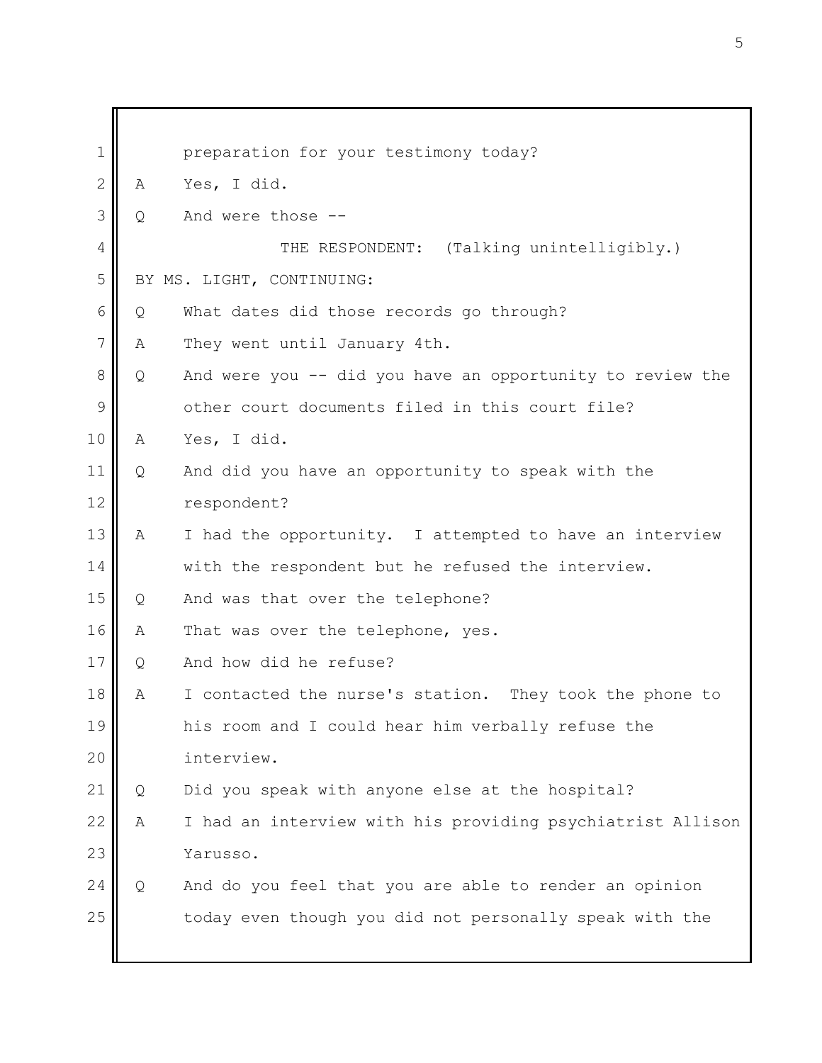preparation for your testimony today?

A Yes, I did.

Q And were those --

THE RESPONDENT: (Talking unintelligibly.)

BY MS. LIGHT, CONTINUING:

Q What dates did those records go through?

A They went until January 4th.

Q And were you -- did you have an opportunity to review the other court documents filed in this court file?

A Yes, I did.

Q And did you have an opportunity to speak with the respondent?

A I had the opportunity. I attempted to have an interview with the respondent but he refused the interview.

Q And was that over the telephone?

A That was over the telephone, yes.

Q And how did he refuse?

A I contacted the nurse's station. They took the phone to his room and I could hear him verbally refuse the interview.

Q Did you speak with anyone else at the hospital?

A I had an interview with his providing psychiatrist Allison Yarusso.

Q And do you feel that you are able to render an opinion today even though you did not personally speak with the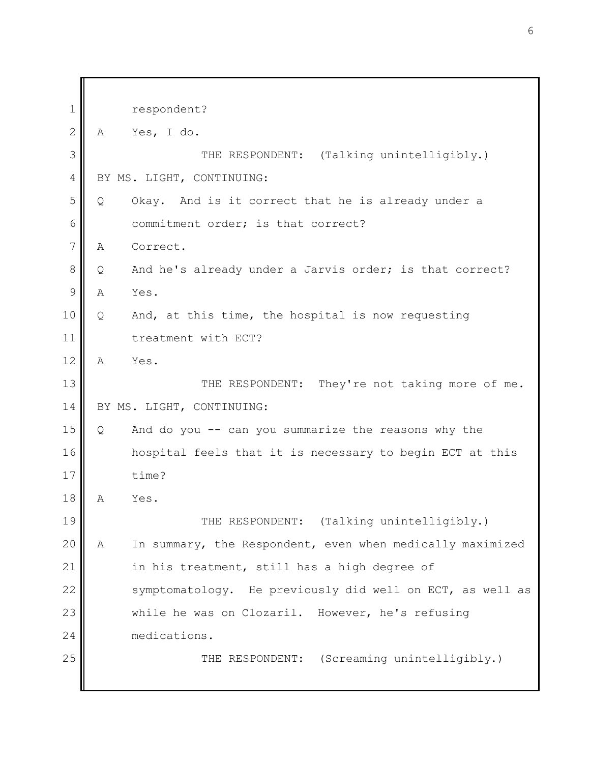respondent?

A Yes, I do.

THE RESPONDENT: (Talking unintelligibly.)

BY MS. LIGHT, CONTINUING:

Q Okay. And is it correct that he is already under a commitment order; is that correct?

A Correct.

Q And he's already under a Jarvis order; is that correct?

A Yes.

Q And, at this time, the hospital is now requesting treatment with ECT?

A Yes.

THE RESPONDENT: They're not taking more of me.

BY MS. LIGHT, CONTINUING:

Q And do you -- can you summarize the reasons why the hospital feels that it is necessary to begin ECT at this time?

A Yes.

THE RESPONDENT: (Talking unintelligibly.)

A In summary, the Respondent, even when medically maximized in his treatment, still has a high degree of symptomatology. He previously did well on ECT, as well as while he was on Clozaril. However, he's refusing medications.

THE RESPONDENT: (Screaming unintelligibly.)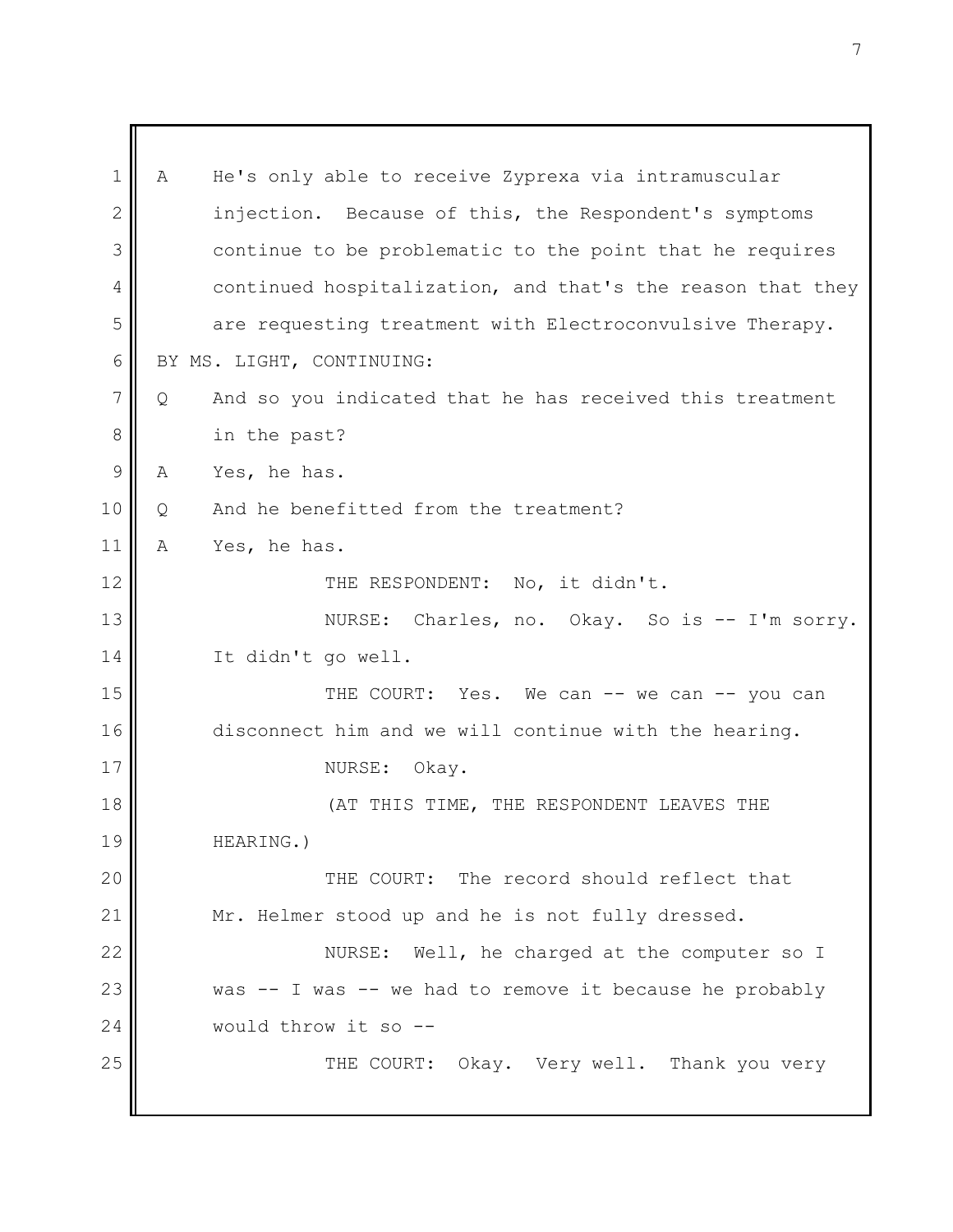A He's only able to receive Zyprexa via intramuscular injection. Because of this, the Respondent's symptoms continue to be problematic to the point that he requires continued hospitalization, and that's the reason that they are requesting treatment with Electroconvulsive Therapy.

BY MS. LIGHT, CONTINUING:

Q And so you indicated that he has received this treatment in the past?

A Yes, he has.

Q And he benefitted from the treatment?

A Yes, he has.

THE RESPONDENT: No, it didn't.

NURSE: Charles, no. Okay. So is -- I'm sorry. It didn't go well.

THE COURT: Yes. We can -- we can -- you can disconnect him and we will continue with the hearing.

NURSE: Okay.

(AT THIS TIME, THE RESPONDENT LEAVES THE HEARING.)

THE COURT: The record should reflect that Mr. Helmer stood up and he is not fully dressed.

NURSE: Well, he charged at the computer so I was -- I was -- we had to remove it because he probably would throw it so --

THE COURT: Okay. Very well. Thank you very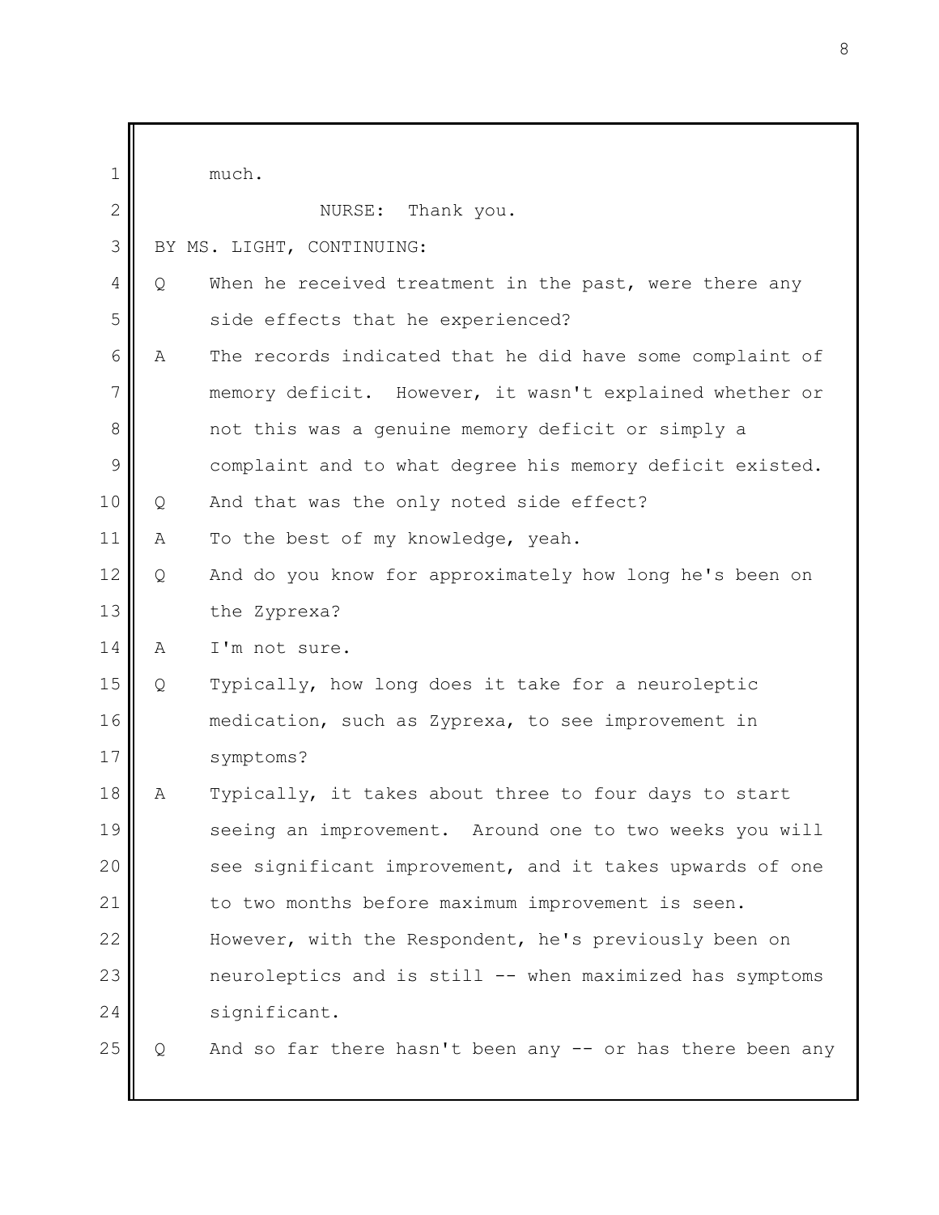much.

NURSE: Thank you.

BY MS. LIGHT, CONTINUING:

Q When he received treatment in the past, were there any side effects that he experienced?

A The records indicated that he did have some complaint of memory deficit. However, it wasn't explained whether or not this was a genuine memory deficit or simply a complaint and to what degree his memory deficit existed.

Q And that was the only noted side effect?

A To the best of my knowledge, yeah.

Q And do you know for approximately how long he's been on the Zyprexa?

A I'm not sure.

Q Typically, how long does it take for a neuroleptic medication, such as Zyprexa, to see improvement in symptoms?

A Typically, it takes about three to four days to start seeing an improvement. Around one to two weeks you will see significant improvement, and it takes upwards of one to two months before maximum improvement is seen. However, with the Respondent, he's previously been on neuroleptics and is still -- when maximized has symptoms significant.

Q And so far there hasn't been any -- or has there been any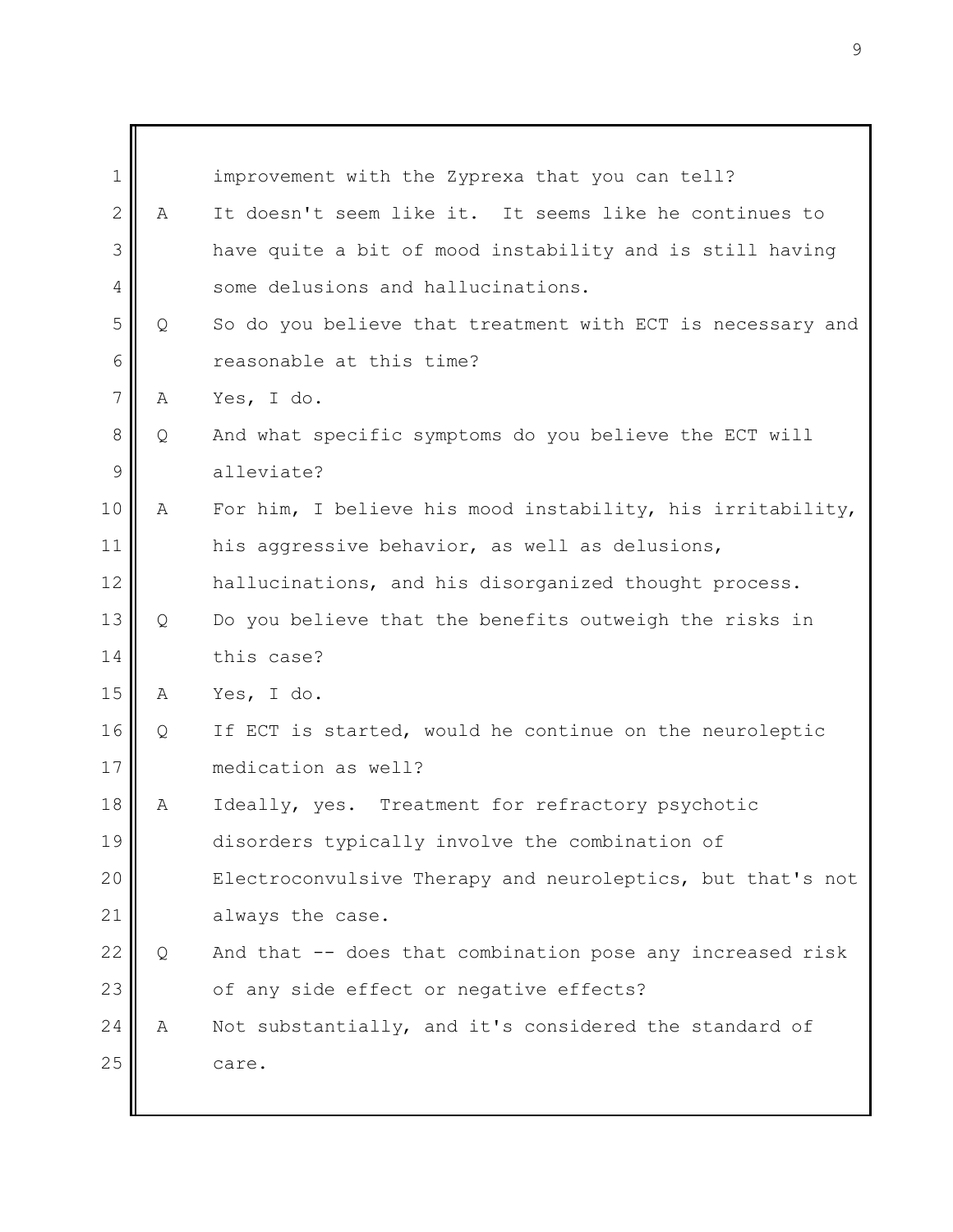improvement with the Zyprexa that you can tell?

A It doesn't seem like it. It seems like he continues to have quite a bit of mood instability and is still having some delusions and hallucinations.

Q So do you believe that treatment with ECT is necessary and reasonable at this time?

A Yes, I do.

Q And what specific symptoms do you believe the ECT will alleviate?

A For him, I believe his mood instability, his irritability, his aggressive behavior, as well as delusions, hallucinations, and his disorganized thought process.

Q Do you believe that the benefits outweigh the risks in this case?

A Yes, I do.

Q If ECT is started, would he continue on the neuroleptic medication as well?

A Ideally, yes. Treatment for refractory psychotic disorders typically involve the combination of Electroconvulsive Therapy and neuroleptics, but that's not always the case.

Q And that -- does that combination pose any increased risk of any side effect or negative effects?

A Not substantially, and it's considered the standard of care.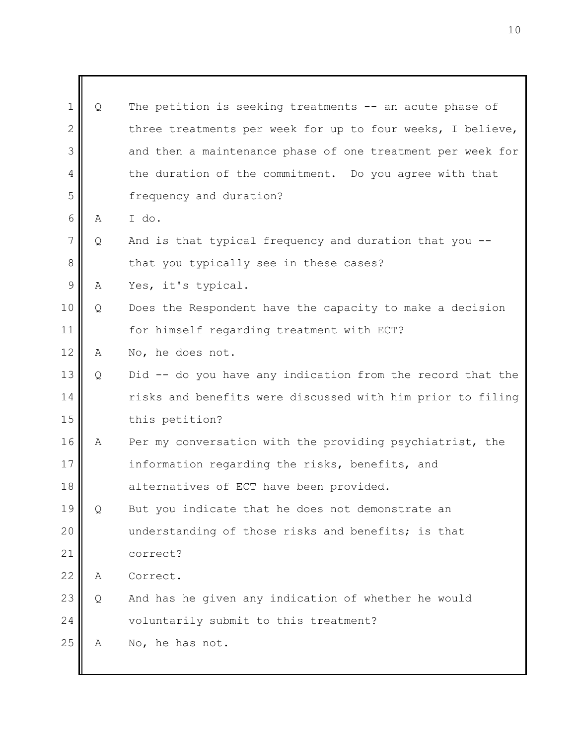Q The petition is seeking treatments -- an acute phase of three treatments per week for up to four weeks, I believe, and then a maintenance phase of one treatment per week for the duration of the commitment. Do you agree with that frequency and duration?

A I do.

Q And is that typical frequency and duration that you -- that you typically see in these cases?

A Yes, it's typical.

Q Does the Respondent have the capacity to make a decision for himself regarding treatment with ECT?

A No, he does not.

Q Did -- do you have any indication from the record that the risks and benefits were discussed with him prior to filing this petition?

A Per my conversation with the providing psychiatrist, the information regarding the risks, benefits, and alternatives of ECT have been provided.

Q But you indicate that he does not demonstrate an understanding of those risks and benefits; is that correct?

A Correct.

Q And has he given any indication of whether he would voluntarily submit to this treatment?

A No, he has not.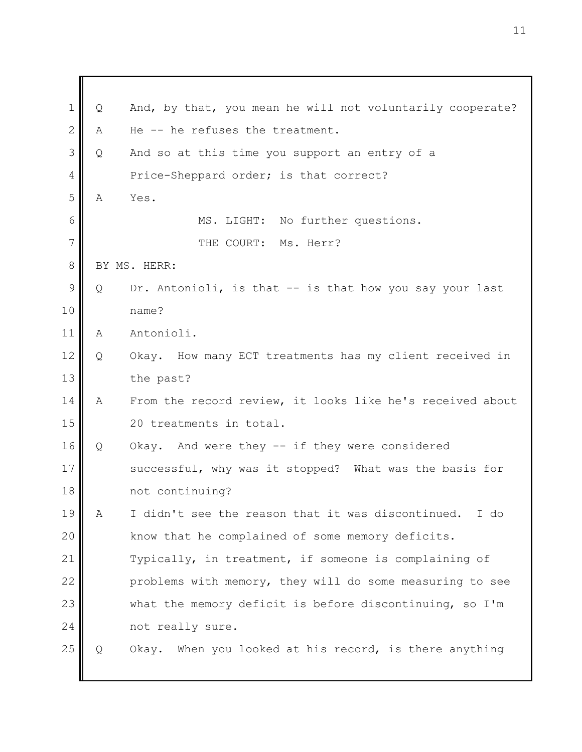Q And, by that, you mean he will not voluntarily cooperate?

A He -- he refuses the treatment.

Q And so at this time you support an entry of a Price-Sheppard order; is that correct?

A Yes.

MS. LIGHT: No further questions.

THE COURT: Ms. Herr?

BY MS. HERR:

Q Dr. Antonioli, is that -- is that how you say your last name?

A Antonioli.

Q Okay. How many ECT treatments has my client received in the past?

A From the record review, it looks like he's received about 20 treatments in total.

Q Okay. And were they -- if they were considered successful, why was it stopped? What was the basis for not continuing?

A I didn't see the reason that it was discontinued. I do know that he complained of some memory deficits. Typically, in treatment, if someone is complaining of problems with memory, they will do some measuring to see what the memory deficit is before discontinuing, so I'm not really sure.

Q Okay. When you looked at his record, is there anything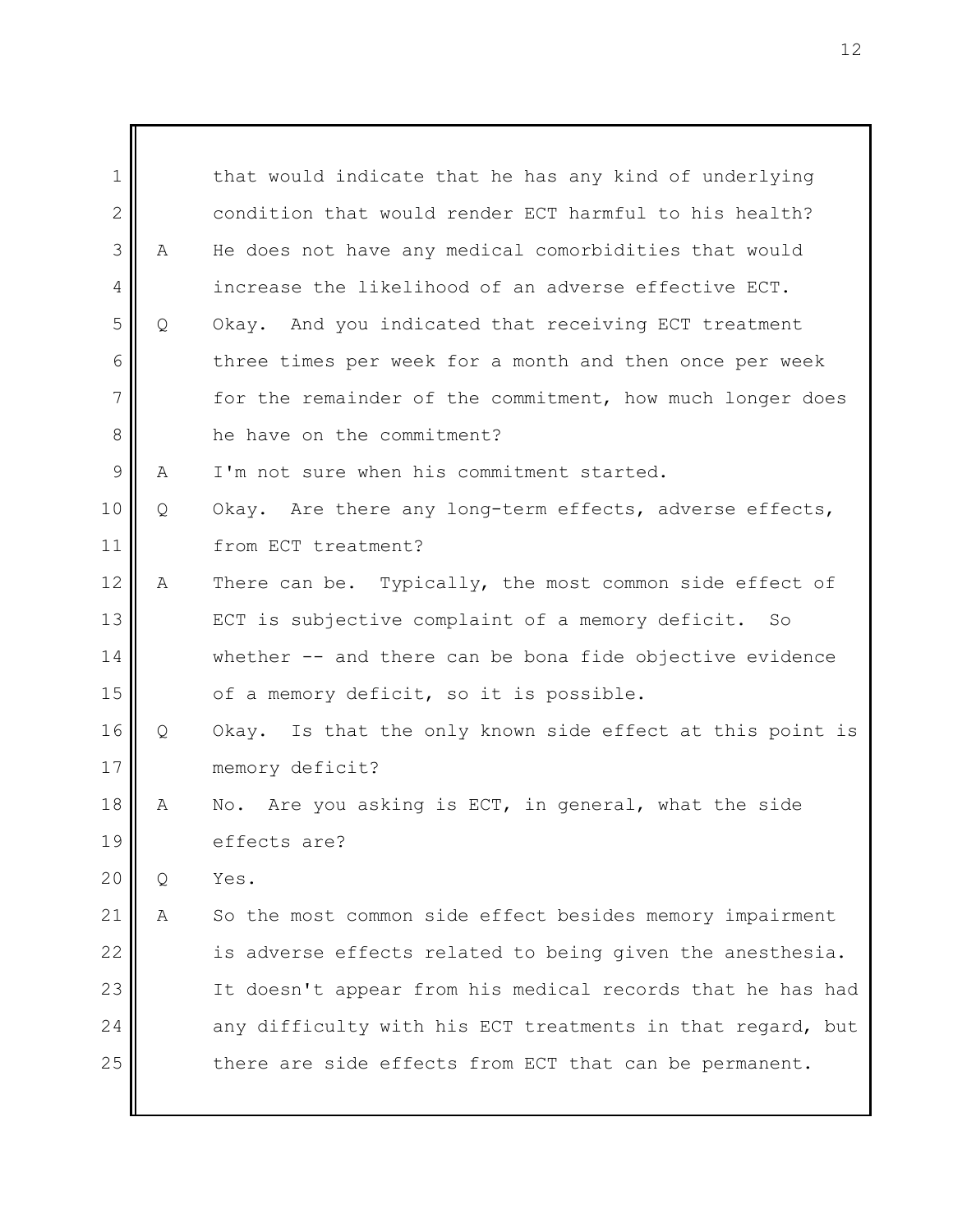that would indicate that he has any kind of underlying condition that would render ECT harmful to his health?

A He does not have any medical comorbidities that would increase the likelihood of an adverse effective ECT.

Q Okay. And you indicated that receiving ECT treatment three times per week for a month and then once per week for the remainder of the commitment, how much longer does he have on the commitment?

A I'm not sure when his commitment started.

Q Okay. Are there any long-term effects, adverse effects, from ECT treatment?

A There can be. Typically, the most common side effect of ECT is subjective complaint of a memory deficit. So whether -- and there can be bona fide objective evidence of a memory deficit, so it is possible.

Q Okay. Is that the only known side effect at this point is memory deficit?

A No. Are you asking is ECT, in general, what the side effects are?

Q Yes.

A So the most common side effect besides memory impairment is adverse effects related to being given the anesthesia. It doesn't appear from his medical records that he has had any difficulty with his ECT treatments in that regard, but there are side effects from ECT that can be permanent.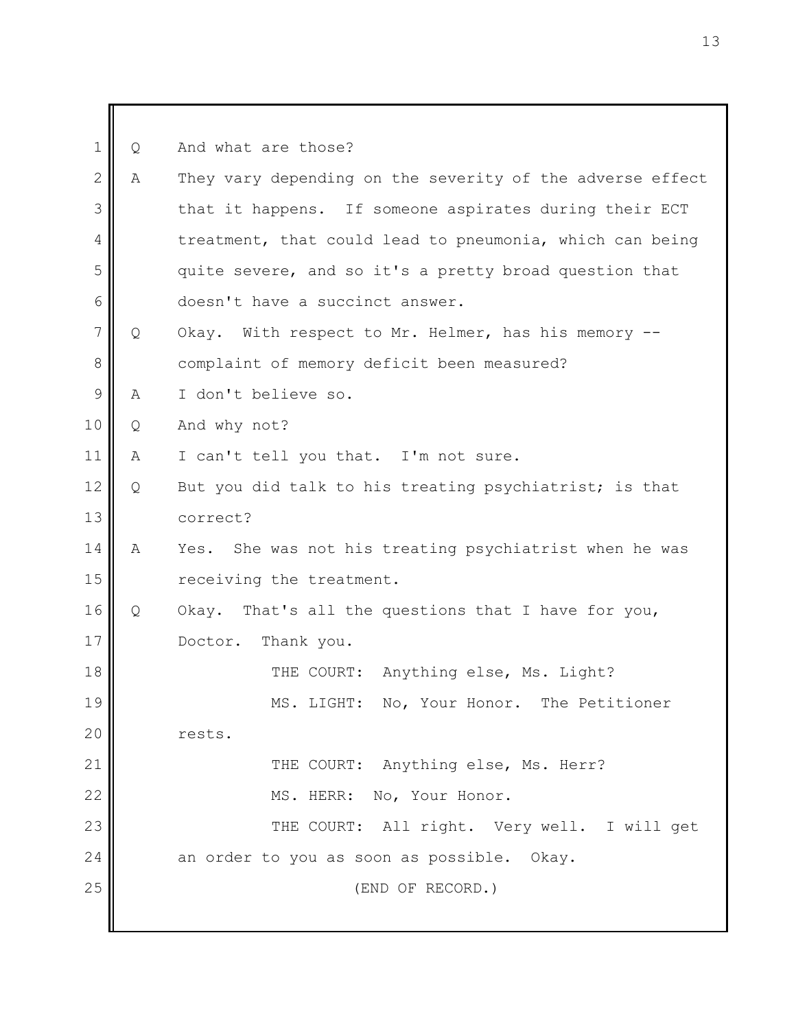Q And what are those?

A They vary depending on the severity of the adverse effect that it happens. If someone aspirates during their ECT treatment, that could lead to pneumonia, which can being quite severe, and so it's a pretty broad question that doesn't have a succinct answer.

Q Okay. With respect to Mr. Helmer, has his memory -- complaint of memory deficit been measured?

A I don't believe so.

Q And why not?

A I can't tell you that. I'm not sure.

Q But you did talk to his treating psychiatrist; is that correct?

A Yes. She was not his treating psychiatrist when he was receiving the treatment.

Q Okay. That's all the questions that I have for you, Doctor. Thank you.

THE COURT: Anything else, Ms. Light?

MS. LIGHT: No, Your Honor. The Petitioner rests.

THE COURT: Anything else, Ms. Herr?

MS. HERR: No, Your Honor.

THE COURT: All right. Very well. I will get an order to you as soon as possible. Okay.

(END OF RECORD.)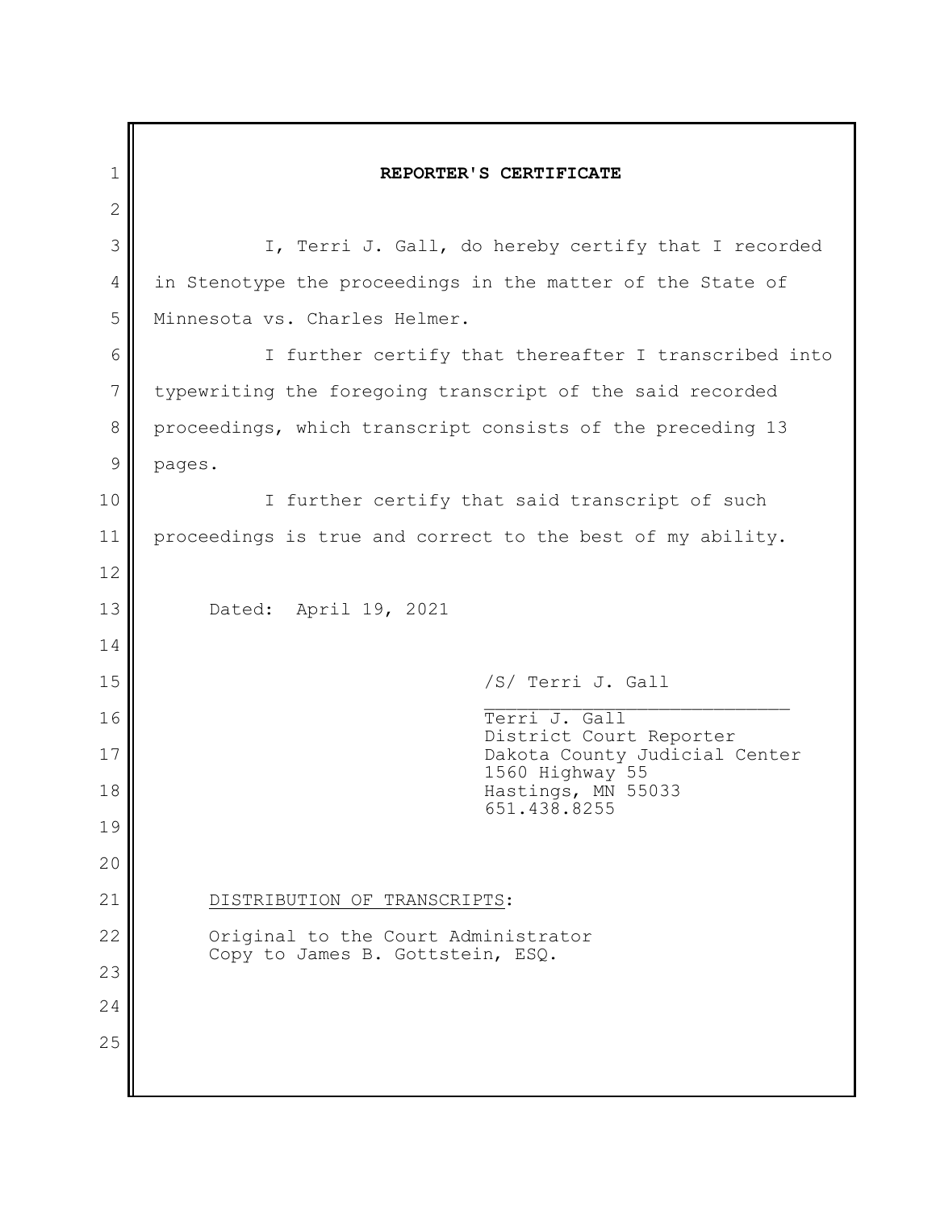# REPORTER'S CERTIFICATE

I, Terri J. Gall, do hereby certify that I recorded in Stenotype the proceedings in the matter of the State of Minnesota vs. Charles Helmer.

I further certify that thereafter I transcribed into typewriting the foregoing transcript of the said recorded proceedings, which transcript consists of the preceding 13 pages.

I further certify that said transcript of such proceedings is true and correct to the best of my ability.

Dated: April 19, 2021

/S/ Terri J. Gall
___________________________
Terri J. Gall
District Court Reporter
Dakota County Judicial Center
1560 Highway 55
Hastings, MN 55033
651.438.8255

DISTRIBUTION OF TRANSCRIPTS:

Original to the Court Administrator
Copy to James B. Gottstein, ESQ.